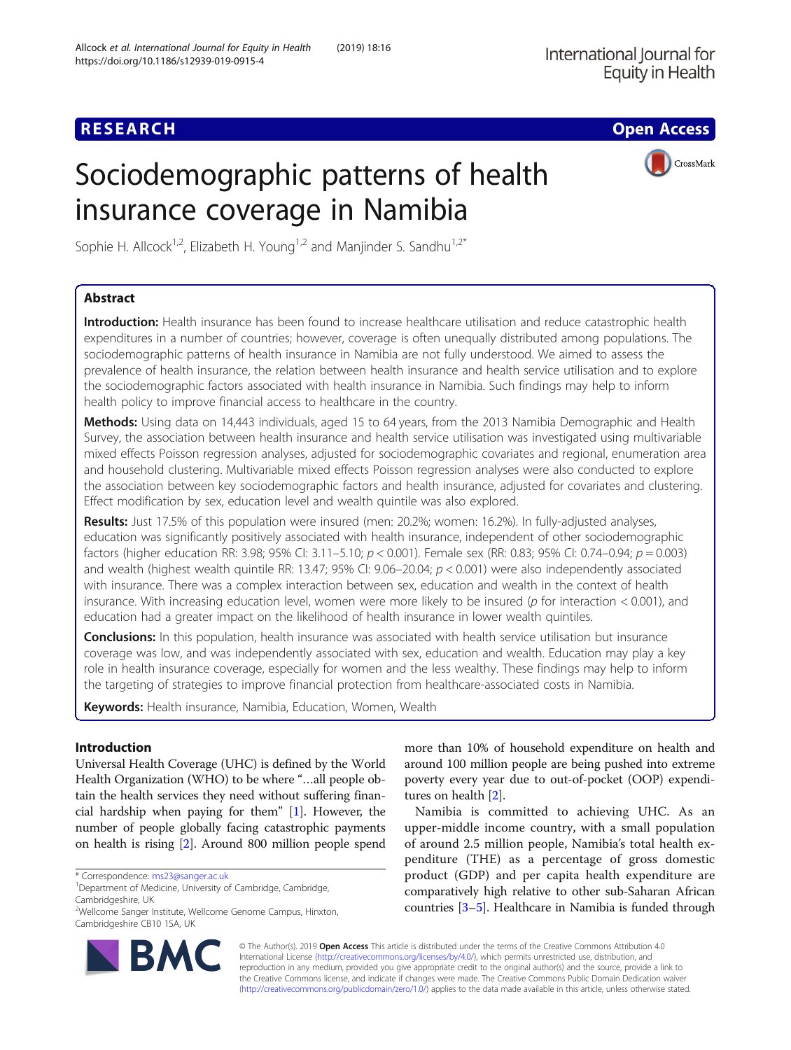RESEARCH

Open Access

# Sociodemographic patterns of health insurance coverage in Namibia

Sophie H. Allcock[1,2], Elizabeth H. Young[1,2] and Manjinder S. Sandhu[1,2*]

## Abstract

**Introduction:** Health insurance has been found to increase healthcare utilisation and reduce catastrophic health expenditures in a number of countries; however, coverage is often unequally distributed among populations. The sociodemographic patterns of health insurance in Namibia are not fully understood. We aimed to assess the prevalence of health insurance, the relation between health insurance and health service utilisation and to explore the sociodemographic factors associated with health insurance in Namibia. Such findings may help to inform health policy to improve financial access to healthcare in the country.

**Methods:** Using data on 14,443 individuals, aged 15 to 64 years, from the 2013 Namibia Demographic and Health Survey, the association between health insurance and health service utilisation was investigated using multivariable mixed effects Poisson regression analyses, adjusted for sociodemographic covariates and regional, enumeration area and household clustering. Multivariable mixed effects Poisson regression analyses were also conducted to explore the association between key sociodemographic factors and health insurance, adjusted for covariates and clustering. Effect modification by sex, education level and wealth quintile was also explored.

**Results:** Just 17.5% of this population were insured (men: 20.2%; women: 16.2%). In fully-adjusted analyses, education was significantly positively associated with health insurance, independent of other sociodemographic factors (higher education RR: 3.98; 95% CI: 3.11–5.10; $p < 0.001$). Female sex (RR: 0.83; 95% CI: 0.74–0.94; $p = 0.003$) and wealth (highest wealth quintile RR: 13.47; 95% CI: 9.06–20.04; $p < 0.001$) were also independently associated with insurance. There was a complex interaction between sex, education and wealth in the context of health insurance. With increasing education level, women were more likely to be insured ($p$ for interaction $< 0.001$), and education had a greater impact on the likelihood of health insurance in lower wealth quintiles.

**Conclusions:** In this population, health insurance was associated with health service utilisation but insurance coverage was low, and was independently associated with sex, education and wealth. Education may play a key role in health insurance coverage, especially for women and the less wealthy. These findings may help to inform the targeting of strategies to improve financial protection from healthcare-associated costs in Namibia.

**Keywords:** Health insurance, Namibia, Education, Women, Wealth

## Introduction

Universal Health Coverage (UHC) is defined by the World Health Organization (WHO) to be where "…all people obtain the health services they need without suffering financial hardship when paying for them" [1]. However, the number of people globally facing catastrophic payments on health is rising [2]. Around 800 million people spend more than 10% of household expenditure on health and around 100 million people are being pushed into extreme poverty every year due to out-of-pocket (OOP) expenditures on health [2].

Namibia is committed to achieving UHC. As an upper-middle income country, with a small population of around 2.5 million people, Namibia's total health expenditure (THE) as a percentage of gross domestic product (GDP) and per capita health expenditure are comparatively high relative to other sub-Saharan African countries [3–5]. Healthcare in Namibia is funded through

* Correspondence: ms23@sanger.ac.uk
[1]Department of Medicine, University of Cambridge, Cambridge, Cambridgeshire, UK
[2]Wellcome Sanger Institute, Wellcome Genome Campus, Hinxton, Cambridgeshire CB10 1SA, UK

© The Author(s). 2019 **Open Access** This article is distributed under the terms of the Creative Commons Attribution 4.0 International License (http://creativecommons.org/licenses/by/4.0/), which permits unrestricted use, distribution, and reproduction in any medium, provided you give appropriate credit to the original author(s) and the source, provide a link to the Creative Commons license, and indicate if changes were made. The Creative Commons Public Domain Dedication waiver (http://creativecommons.org/publicdomain/zero/1.0/) applies to the data made available in this article, unless otherwise stated.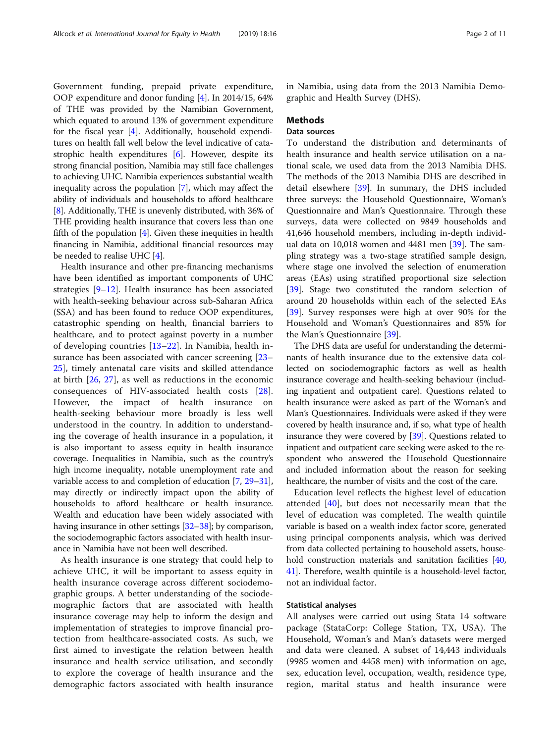Government funding, prepaid private expenditure, OOP expenditure and donor funding [4]. In 2014/15, 64% of THE was provided by the Namibian Government, which equated to around 13% of government expenditure for the fiscal year [4]. Additionally, household expenditures on health fall well below the level indicative of catastrophic health expenditures [6]. However, despite its strong financial position, Namibia may still face challenges to achieving UHC. Namibia experiences substantial wealth inequality across the population [7], which may affect the ability of individuals and households to afford healthcare [8]. Additionally, THE is unevenly distributed, with 36% of THE providing health insurance that covers less than one fifth of the population [4]. Given these inequities in health financing in Namibia, additional financial resources may be needed to realise UHC [4].

Health insurance and other pre-financing mechanisms have been identified as important components of UHC strategies [9–12]. Health insurance has been associated with health-seeking behaviour across sub-Saharan Africa (SSA) and has been found to reduce OOP expenditures, catastrophic spending on health, financial barriers to healthcare, and to protect against poverty in a number of developing countries [13–22]. In Namibia, health insurance has been associated with cancer screening [23–25], timely antenatal care visits and skilled attendance at birth [26, 27], as well as reductions in the economic consequences of HIV-associated health costs [28]. However, the impact of health insurance on health-seeking behaviour more broadly is less well understood in the country. In addition to understanding the coverage of health insurance in a population, it is also important to assess equity in health insurance coverage. Inequalities in Namibia, such as the country's high income inequality, notable unemployment rate and variable access to and completion of education [7, 29–31], may directly or indirectly impact upon the ability of households to afford healthcare or health insurance. Wealth and education have been widely associated with having insurance in other settings [32–38]; by comparison, the sociodemographic factors associated with health insurance in Namibia have not been well described.

As health insurance is one strategy that could help to achieve UHC, it will be important to assess equity in health insurance coverage across different sociodemographic groups. A better understanding of the sociodemographic factors that are associated with health insurance coverage may help to inform the design and implementation of strategies to improve financial protection from healthcare-associated costs. As such, we first aimed to investigate the relation between health insurance and health service utilisation, and secondly to explore the coverage of health insurance and the demographic factors associated with health insurance in Namibia, using data from the 2013 Namibia Demographic and Health Survey (DHS).

## Methods

### Data sources

To understand the distribution and determinants of health insurance and health service utilisation on a national scale, we used data from the 2013 Namibia DHS. The methods of the 2013 Namibia DHS are described in detail elsewhere [39]. In summary, the DHS included three surveys: the Household Questionnaire, Woman's Questionnaire and Man's Questionnaire. Through these surveys, data were collected on 9849 households and 41,646 household members, including in-depth individual data on 10,018 women and 4481 men [39]. The sampling strategy was a two-stage stratified sample design, where stage one involved the selection of enumeration areas (EAs) using stratified proportional size selection [39]. Stage two constituted the random selection of around 20 households within each of the selected EAs [39]. Survey responses were high at over 90% for the Household and Woman's Questionnaires and 85% for the Man's Questionnaire [39].

The DHS data are useful for understanding the determinants of health insurance due to the extensive data collected on sociodemographic factors as well as health insurance coverage and health-seeking behaviour (including inpatient and outpatient care). Questions related to health insurance were asked as part of the Woman's and Man's Questionnaires. Individuals were asked if they were covered by health insurance and, if so, what type of health insurance they were covered by [39]. Questions related to inpatient and outpatient care seeking were asked to the respondent who answered the Household Questionnaire and included information about the reason for seeking healthcare, the number of visits and the cost of the care.

Education level reflects the highest level of education attended [40], but does not necessarily mean that the level of education was completed. The wealth quintile variable is based on a wealth index factor score, generated using principal components analysis, which was derived from data collected pertaining to household assets, household construction materials and sanitation facilities [40, 41]. Therefore, wealth quintile is a household-level factor, not an individual factor.

### Statistical analyses

All analyses were carried out using Stata 14 software package (StataCorp: College Station, TX, USA). The Household, Woman's and Man's datasets were merged and data were cleaned. A subset of 14,443 individuals (9985 women and 4458 men) with information on age, sex, education level, occupation, wealth, residence type, region, marital status and health insurance were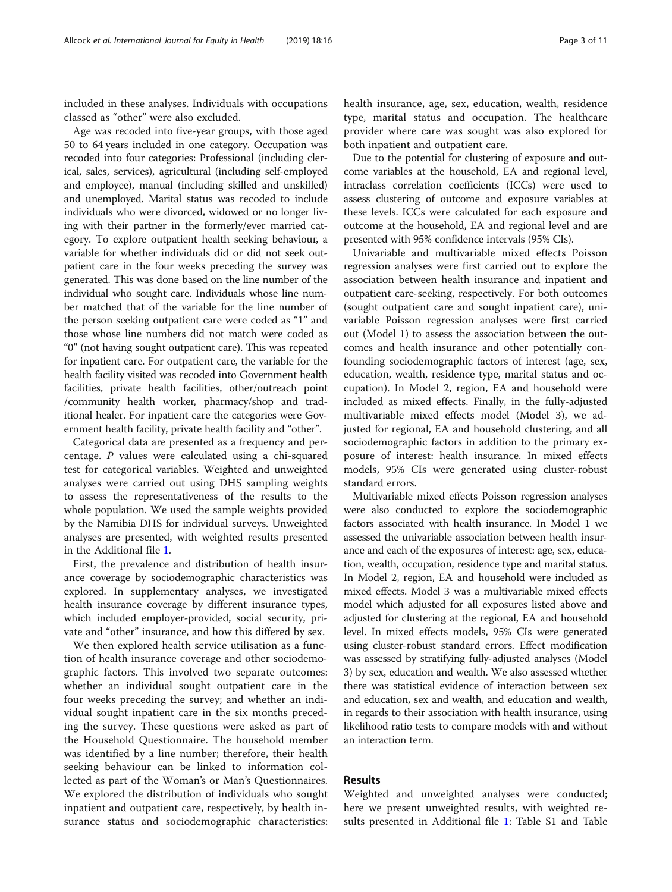included in these analyses. Individuals with occupations classed as "other" were also excluded.

Age was recoded into five-year groups, with those aged 50 to 64 years included in one category. Occupation was recoded into four categories: Professional (including clerical, sales, services), agricultural (including self-employed and employee), manual (including skilled and unskilled) and unemployed. Marital status was recoded to include individuals who were divorced, widowed or no longer living with their partner in the formerly/ever married category. To explore outpatient health seeking behaviour, a variable for whether individuals did or did not seek outpatient care in the four weeks preceding the survey was generated. This was done based on the line number of the individual who sought care. Individuals whose line number matched that of the variable for the line number of the person seeking outpatient care were coded as "1" and those whose line numbers did not match were coded as "0" (not having sought outpatient care). This was repeated for inpatient care. For outpatient care, the variable for the health facility visited was recoded into Government health facilities, private health facilities, other/outreach point /community health worker, pharmacy/shop and traditional healer. For inpatient care the categories were Government health facility, private health facility and "other".

Categorical data are presented as a frequency and percentage. *P* values were calculated using a chi-squared test for categorical variables. Weighted and unweighted analyses were carried out using DHS sampling weights to assess the representativeness of the results to the whole population. We used the sample weights provided by the Namibia DHS for individual surveys. Unweighted analyses are presented, with weighted results presented in the Additional file 1.

First, the prevalence and distribution of health insurance coverage by sociodemographic characteristics was explored. In supplementary analyses, we investigated health insurance coverage by different insurance types, which included employer-provided, social security, private and "other" insurance, and how this differed by sex.

We then explored health service utilisation as a function of health insurance coverage and other sociodemographic factors. This involved two separate outcomes: whether an individual sought outpatient care in the four weeks preceding the survey; and whether an individual sought inpatient care in the six months preceding the survey. These questions were asked as part of the Household Questionnaire. The household member was identified by a line number; therefore, their health seeking behaviour can be linked to information collected as part of the Woman's or Man's Questionnaires. We explored the distribution of individuals who sought inpatient and outpatient care, respectively, by health insurance status and sociodemographic characteristics: health insurance, age, sex, education, wealth, residence type, marital status and occupation. The healthcare provider where care was sought was also explored for both inpatient and outpatient care.

Due to the potential for clustering of exposure and outcome variables at the household, EA and regional level, intraclass correlation coefficients (ICCs) were used to assess clustering of outcome and exposure variables at these levels. ICCs were calculated for each exposure and outcome at the household, EA and regional level and are presented with 95% confidence intervals (95% CIs).

Univariable and multivariable mixed effects Poisson regression analyses were first carried out to explore the association between health insurance and inpatient and outpatient care-seeking, respectively. For both outcomes (sought outpatient care and sought inpatient care), univariable Poisson regression analyses were first carried out (Model 1) to assess the association between the outcomes and health insurance and other potentially confounding sociodemographic factors of interest (age, sex, education, wealth, residence type, marital status and occupation). In Model 2, region, EA and household were included as mixed effects. Finally, in the fully-adjusted multivariable mixed effects model (Model 3), we adjusted for regional, EA and household clustering, and all sociodemographic factors in addition to the primary exposure of interest: health insurance. In mixed effects models, 95% CIs were generated using cluster-robust standard errors.

Multivariable mixed effects Poisson regression analyses were also conducted to explore the sociodemographic factors associated with health insurance. In Model 1 we assessed the univariable association between health insurance and each of the exposures of interest: age, sex, education, wealth, occupation, residence type and marital status. In Model 2, region, EA and household were included as mixed effects. Model 3 was a multivariable mixed effects model which adjusted for all exposures listed above and adjusted for clustering at the regional, EA and household level. In mixed effects models, 95% CIs were generated using cluster-robust standard errors. Effect modification was assessed by stratifying fully-adjusted analyses (Model 3) by sex, education and wealth. We also assessed whether there was statistical evidence of interaction between sex and education, sex and wealth, and education and wealth, in regards to their association with health insurance, using likelihood ratio tests to compare models with and without an interaction term.

## Results

Weighted and unweighted analyses were conducted; here we present unweighted results, with weighted results presented in Additional file 1: Table S1 and Table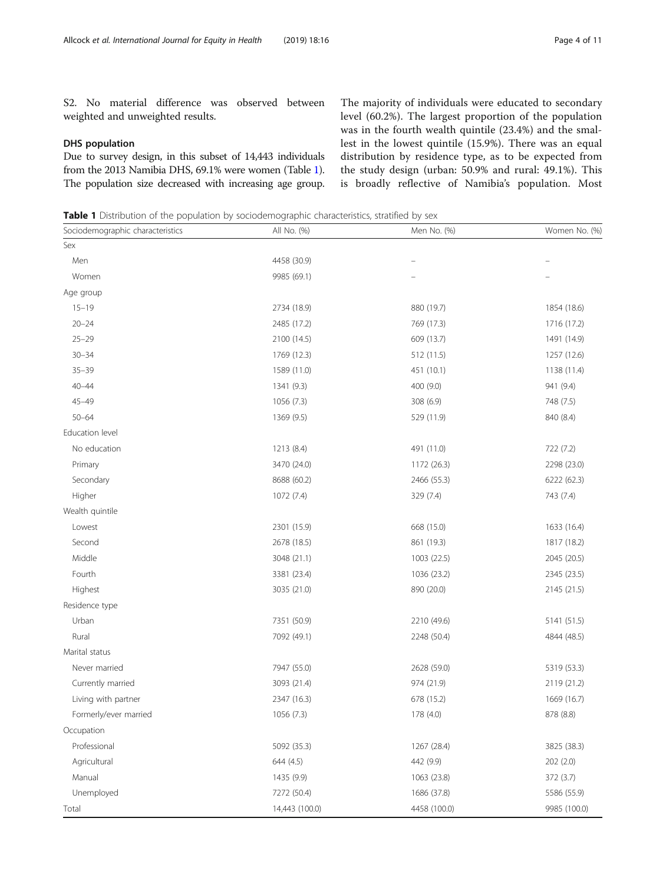S2. No material difference was observed between weighted and unweighted results.

## DHS population

Due to survey design, in this subset of 14,443 individuals from the 2013 Namibia DHS, 69.1% were women (Table 1). The population size decreased with increasing age group. The majority of individuals were educated to secondary level (60.2%). The largest proportion of the population was in the fourth wealth quintile (23.4%) and the smallest in the lowest quintile (15.9%). There was an equal distribution by residence type, as to be expected from the study design (urban: 50.9% and rural: 49.1%). This is broadly reflective of Namibia's population. Most

**Table 1** Distribution of the population by sociodemographic characteristics, stratified by sex

| Sociodemographic characteristics | All No. (%) | Men No. (%) | Women No. (%) |
|---|---|---|---|
| Sex | | | |
| Men | 4458 (30.9) | – | – |
| Women | 9985 (69.1) | – | – |
| Age group | | | |
| 15–19 | 2734 (18.9) | 880 (19.7) | 1854 (18.6) |
| 20–24 | 2485 (17.2) | 769 (17.3) | 1716 (17.2) |
| 25–29 | 2100 (14.5) | 609 (13.7) | 1491 (14.9) |
| 30–34 | 1769 (12.3) | 512 (11.5) | 1257 (12.6) |
| 35–39 | 1589 (11.0) | 451 (10.1) | 1138 (11.4) |
| 40–44 | 1341 (9.3) | 400 (9.0) | 941 (9.4) |
| 45–49 | 1056 (7.3) | 308 (6.9) | 748 (7.5) |
| 50–64 | 1369 (9.5) | 529 (11.9) | 840 (8.4) |
| Education level | | | |
| No education | 1213 (8.4) | 491 (11.0) | 722 (7.2) |
| Primary | 3470 (24.0) | 1172 (26.3) | 2298 (23.0) |
| Secondary | 8688 (60.2) | 2466 (55.3) | 6222 (62.3) |
| Higher | 1072 (7.4) | 329 (7.4) | 743 (7.4) |
| Wealth quintile | | | |
| Lowest | 2301 (15.9) | 668 (15.0) | 1633 (16.4) |
| Second | 2678 (18.5) | 861 (19.3) | 1817 (18.2) |
| Middle | 3048 (21.1) | 1003 (22.5) | 2045 (20.5) |
| Fourth | 3381 (23.4) | 1036 (23.2) | 2345 (23.5) |
| Highest | 3035 (21.0) | 890 (20.0) | 2145 (21.5) |
| Residence type | | | |
| Urban | 7351 (50.9) | 2210 (49.6) | 5141 (51.5) |
| Rural | 7092 (49.1) | 2248 (50.4) | 4844 (48.5) |
| Marital status | | | |
| Never married | 7947 (55.0) | 2628 (59.0) | 5319 (53.3) |
| Currently married | 3093 (21.4) | 974 (21.9) | 2119 (21.2) |
| Living with partner | 2347 (16.3) | 678 (15.2) | 1669 (16.7) |
| Formerly/ever married | 1056 (7.3) | 178 (4.0) | 878 (8.8) |
| Occupation | | | |
| Professional | 5092 (35.3) | 1267 (28.4) | 3825 (38.3) |
| Agricultural | 644 (4.5) | 442 (9.9) | 202 (2.0) |
| Manual | 1435 (9.9) | 1063 (23.8) | 372 (3.7) |
| Unemployed | 7272 (50.4) | 1686 (37.8) | 5586 (55.9) |
| Total | 14,443 (100.0) | 4458 (100.0) | 9985 (100.0) |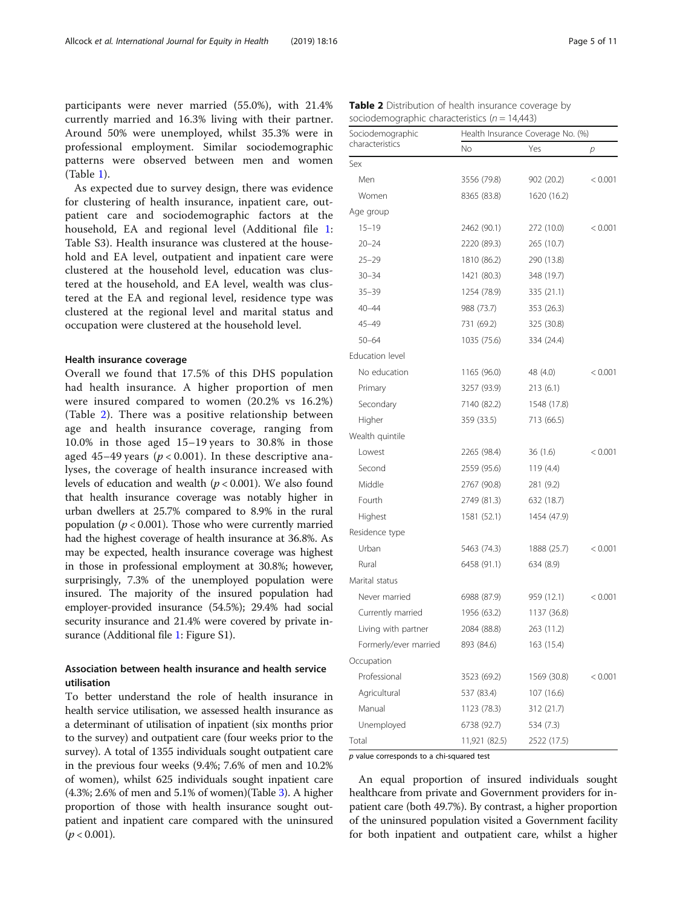participants were never married (55.0%), with 21.4% currently married and 16.3% living with their partner. Around 50% were unemployed, whilst 35.3% were in professional employment. Similar sociodemographic patterns were observed between men and women (Table 1).

As expected due to survey design, there was evidence for clustering of health insurance, inpatient care, outpatient care and sociodemographic factors at the household, EA and regional level (Additional file 1: Table S3). Health insurance was clustered at the household and EA level, outpatient and inpatient care were clustered at the household level, education was clustered at the household, and EA level, wealth was clustered at the EA and regional level, residence type was clustered at the regional level and marital status and occupation were clustered at the household level.

### Health insurance coverage

Overall we found that 17.5% of this DHS population had health insurance. A higher proportion of men were insured compared to women (20.2% vs 16.2%) (Table 2). There was a positive relationship between age and health insurance coverage, ranging from 10.0% in those aged 15–19 years to 30.8% in those aged 45–49 years ($p < 0.001$). In these descriptive analyses, the coverage of health insurance increased with levels of education and wealth ($p < 0.001$). We also found that health insurance coverage was notably higher in urban dwellers at 25.7% compared to 8.9% in the rural population ($p < 0.001$). Those who were currently married had the highest coverage of health insurance at 36.8%. As may be expected, health insurance coverage was highest in those in professional employment at 30.8%; however, surprisingly, 7.3% of the unemployed population were insured. The majority of the insured population had employer-provided insurance (54.5%); 29.4% had social security insurance and 21.4% were covered by private insurance (Additional file 1: Figure S1).

### Association between health insurance and health service utilisation

To better understand the role of health insurance in health service utilisation, we assessed health insurance as a determinant of utilisation of inpatient (six months prior to the survey) and outpatient care (four weeks prior to the survey). A total of 1355 individuals sought outpatient care in the previous four weeks (9.4%; 7.6% of men and 10.2% of women), whilst 625 individuals sought inpatient care (4.3%; 2.6% of men and 5.1% of women)(Table 3). A higher proportion of those with health insurance sought outpatient and inpatient care compared with the uninsured ($p < 0.001$).

**Table 2** Distribution of health insurance coverage by sociodemographic characteristics ($n = 14{,}443$)

| Sociodemographic characteristics | Health Insurance Coverage No. (%) | | |
|---|---|---|---|
| | No | Yes | *p* |
| Sex | | | |
| Men | 3556 (79.8) | 902 (20.2) | < 0.001 |
| Women | 8365 (83.8) | 1620 (16.2) | |
| Age group | | | |
| 15–19 | 2462 (90.1) | 272 (10.0) | < 0.001 |
| 20–24 | 2220 (89.3) | 265 (10.7) | |
| 25–29 | 1810 (86.2) | 290 (13.8) | |
| 30–34 | 1421 (80.3) | 348 (19.7) | |
| 35–39 | 1254 (78.9) | 335 (21.1) | |
| 40–44 | 988 (73.7) | 353 (26.3) | |
| 45–49 | 731 (69.2) | 325 (30.8) | |
| 50–64 | 1035 (75.6) | 334 (24.4) | |
| Education level | | | |
| No education | 1165 (96.0) | 48 (4.0) | < 0.001 |
| Primary | 3257 (93.9) | 213 (6.1) | |
| Secondary | 7140 (82.2) | 1548 (17.8) | |
| Higher | 359 (33.5) | 713 (66.5) | |
| Wealth quintile | | | |
| Lowest | 2265 (98.4) | 36 (1.6) | < 0.001 |
| Second | 2559 (95.6) | 119 (4.4) | |
| Middle | 2767 (90.8) | 281 (9.2) | |
| Fourth | 2749 (81.3) | 632 (18.7) | |
| Highest | 1581 (52.1) | 1454 (47.9) | |
| Residence type | | | |
| Urban | 5463 (74.3) | 1888 (25.7) | < 0.001 |
| Rural | 6458 (91.1) | 634 (8.9) | |
| Marital status | | | |
| Never married | 6988 (87.9) | 959 (12.1) | < 0.001 |
| Currently married | 1956 (63.2) | 1137 (36.8) | |
| Living with partner | 2084 (88.8) | 263 (11.2) | |
| Formerly/ever married | 893 (84.6) | 163 (15.4) | |
| Occupation | | | |
| Professional | 3523 (69.2) | 1569 (30.8) | < 0.001 |
| Agricultural | 537 (83.4) | 107 (16.6) | |
| Manual | 1123 (78.3) | 312 (21.7) | |
| Unemployed | 6738 (92.7) | 534 (7.3) | |
| Total | 11,921 (82.5) | 2522 (17.5) | |

*p* value corresponds to a chi-squared test

An equal proportion of insured individuals sought healthcare from private and Government providers for inpatient care (both 49.7%). By contrast, a higher proportion of the uninsured population visited a Government facility for both inpatient and outpatient care, whilst a higher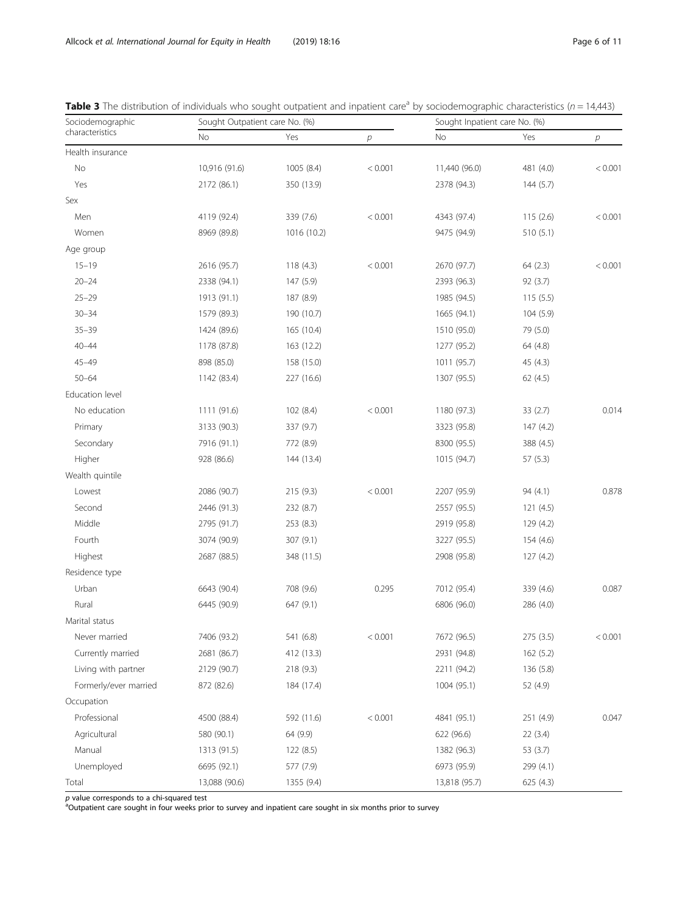**Table 3** The distribution of individuals who sought outpatient and inpatient care[a] by sociodemographic characteristics ($n$ = 14,443)

| Sociodemographic characteristics | Sought Outpatient care No. (%) | | | Sought Inpatient care No. (%) | | |
|---|---|---|---|---|---|---|
| | No | Yes | $p$ | No | Yes | $p$ |
| Health insurance | | | | | | |
| No | 10,916 (91.6) | 1005 (8.4) | < 0.001 | 11,440 (96.0) | 481 (4.0) | < 0.001 |
| Yes | 2172 (86.1) | 350 (13.9) | | 2378 (94.3) | 144 (5.7) | |
| Sex | | | | | | |
| Men | 4119 (92.4) | 339 (7.6) | < 0.001 | 4343 (97.4) | 115 (2.6) | < 0.001 |
| Women | 8969 (89.8) | 1016 (10.2) | | 9475 (94.9) | 510 (5.1) | |
| Age group | | | | | | |
| 15–19 | 2616 (95.7) | 118 (4.3) | < 0.001 | 2670 (97.7) | 64 (2.3) | < 0.001 |
| 20–24 | 2338 (94.1) | 147 (5.9) | | 2393 (96.3) | 92 (3.7) | |
| 25–29 | 1913 (91.1) | 187 (8.9) | | 1985 (94.5) | 115 (5.5) | |
| 30–34 | 1579 (89.3) | 190 (10.7) | | 1665 (94.1) | 104 (5.9) | |
| 35–39 | 1424 (89.6) | 165 (10.4) | | 1510 (95.0) | 79 (5.0) | |
| 40–44 | 1178 (87.8) | 163 (12.2) | | 1277 (95.2) | 64 (4.8) | |
| 45–49 | 898 (85.0) | 158 (15.0) | | 1011 (95.7) | 45 (4.3) | |
| 50–64 | 1142 (83.4) | 227 (16.6) | | 1307 (95.5) | 62 (4.5) | |
| Education level | | | | | | |
| No education | 1111 (91.6) | 102 (8.4) | < 0.001 | 1180 (97.3) | 33 (2.7) | 0.014 |
| Primary | 3133 (90.3) | 337 (9.7) | | 3323 (95.8) | 147 (4.2) | |
| Secondary | 7916 (91.1) | 772 (8.9) | | 8300 (95.5) | 388 (4.5) | |
| Higher | 928 (86.6) | 144 (13.4) | | 1015 (94.7) | 57 (5.3) | |
| Wealth quintile | | | | | | |
| Lowest | 2086 (90.7) | 215 (9.3) | < 0.001 | 2207 (95.9) | 94 (4.1) | 0.878 |
| Second | 2446 (91.3) | 232 (8.7) | | 2557 (95.5) | 121 (4.5) | |
| Middle | 2795 (91.7) | 253 (8.3) | | 2919 (95.8) | 129 (4.2) | |
| Fourth | 3074 (90.9) | 307 (9.1) | | 3227 (95.5) | 154 (4.6) | |
| Highest | 2687 (88.5) | 348 (11.5) | | 2908 (95.8) | 127 (4.2) | |
| Residence type | | | | | | |
| Urban | 6643 (90.4) | 708 (9.6) | 0.295 | 7012 (95.4) | 339 (4.6) | 0.087 |
| Rural | 6445 (90.9) | 647 (9.1) | | 6806 (96.0) | 286 (4.0) | |
| Marital status | | | | | | |
| Never married | 7406 (93.2) | 541 (6.8) | < 0.001 | 7672 (96.5) | 275 (3.5) | < 0.001 |
| Currently married | 2681 (86.7) | 412 (13.3) | | 2931 (94.8) | 162 (5.2) | |
| Living with partner | 2129 (90.7) | 218 (9.3) | | 2211 (94.2) | 136 (5.8) | |
| Formerly/ever married | 872 (82.6) | 184 (17.4) | | 1004 (95.1) | 52 (4.9) | |
| Occupation | | | | | | |
| Professional | 4500 (88.4) | 592 (11.6) | < 0.001 | 4841 (95.1) | 251 (4.9) | 0.047 |
| Agricultural | 580 (90.1) | 64 (9.9) | | 622 (96.6) | 22 (3.4) | |
| Manual | 1313 (91.5) | 122 (8.5) | | 1382 (96.3) | 53 (3.7) | |
| Unemployed | 6695 (92.1) | 577 (7.9) | | 6973 (95.9) | 299 (4.1) | |
| Total | 13,088 (90.6) | 1355 (9.4) | | 13,818 (95.7) | 625 (4.3) | |

$p$ value corresponds to a chi-squared test

[a]Outpatient care sought in four weeks prior to survey and inpatient care sought in six months prior to survey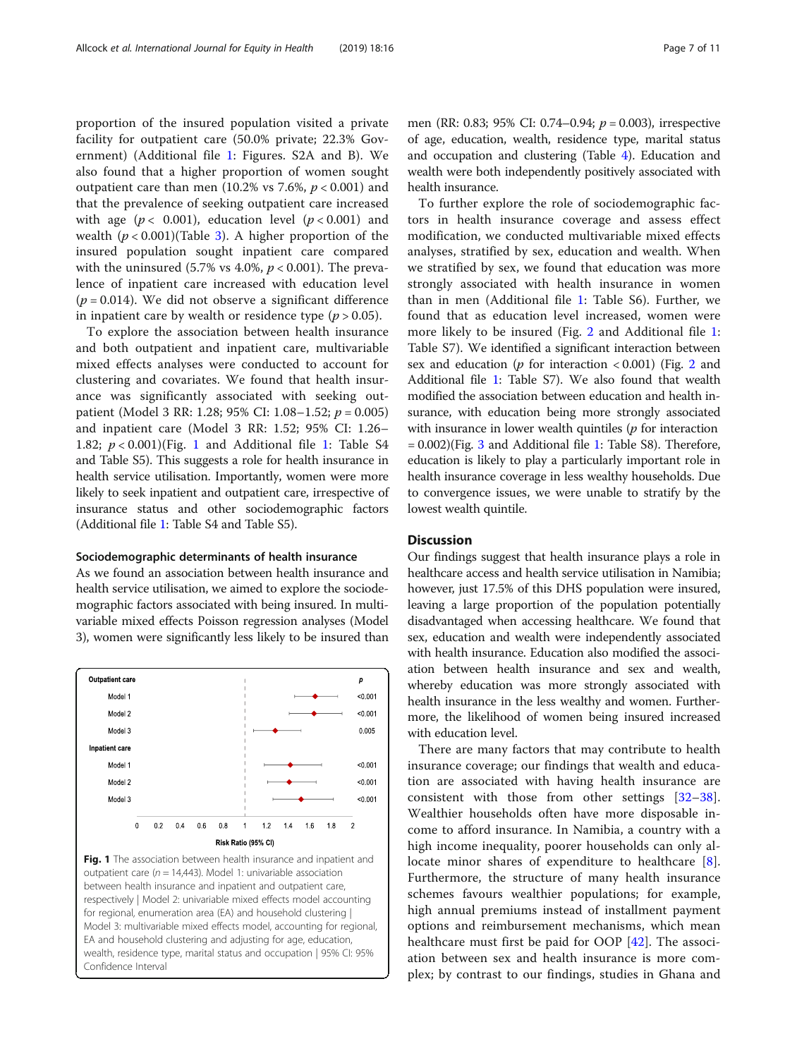proportion of the insured population visited a private facility for outpatient care (50.0% private; 22.3% Government) (Additional file 1: Figures. S2A and B). We also found that a higher proportion of women sought outpatient care than men (10.2% vs 7.6%, $p < 0.001$) and that the prevalence of seeking outpatient care increased with age ($p < 0.001$), education level ($p < 0.001$) and wealth ($p < 0.001$)(Table 3). A higher proportion of the insured population sought inpatient care compared with the uninsured (5.7% vs 4.0%, $p < 0.001$). The prevalence of inpatient care increased with education level ($p = 0.014$). We did not observe a significant difference in inpatient care by wealth or residence type ($p > 0.05$).

To explore the association between health insurance and both outpatient and inpatient care, multivariable mixed effects analyses were conducted to account for clustering and covariates. We found that health insurance was significantly associated with seeking outpatient (Model 3 RR: 1.28; 95% CI: 1.08–1.52; $p = 0.005$) and inpatient care (Model 3 RR: 1.52; 95% CI: 1.26–1.82; $p < 0.001$)(Fig. 1 and Additional file 1: Table S4 and Table S5). This suggests a role for health insurance in health service utilisation. Importantly, women were more likely to seek inpatient and outpatient care, irrespective of insurance status and other sociodemographic factors (Additional file 1: Table S4 and Table S5).

### Sociodemographic determinants of health insurance

As we found an association between health insurance and health service utilisation, we aimed to explore the sociodemographic factors associated with being insured. In multivariable mixed effects Poisson regression analyses (Model 3), women were significantly less likely to be insured than men (RR: 0.83; 95% CI: 0.74–0.94; $p = 0.003$), irrespective of age, education, wealth, residence type, marital status and occupation and clustering (Table 4). Education and wealth were both independently positively associated with health insurance.

**Fig. 1** The association between health insurance and inpatient and outpatient care ($n = 14{,}443$). Model 1: univariable association between health insurance and inpatient and outpatient care, respectively | Model 2: univariable mixed effects model accounting for regional, enumeration area (EA) and household clustering | Model 3: multivariable mixed effects model, accounting for regional, EA and household clustering and adjusting for age, education, wealth, residence type, marital status and occupation | 95% CI: 95% Confidence Interval

To further explore the role of sociodemographic factors in health insurance coverage and assess effect modification, we conducted multivariable mixed effects analyses, stratified by sex, education and wealth. When we stratified by sex, we found that education was more strongly associated with health insurance in women than in men (Additional file 1: Table S6). Further, we found that as education level increased, women were more likely to be insured (Fig. 2 and Additional file 1: Table S7). We identified a significant interaction between sex and education ($p$ for interaction $< 0.001$) (Fig. 2 and Additional file 1: Table S7). We also found that wealth modified the association between education and health insurance, with education being more strongly associated with insurance in lower wealth quintiles ($p$ for interaction $= 0.002$)(Fig. 3 and Additional file 1: Table S8). Therefore, education is likely to play a particularly important role in health insurance coverage in less wealthy households. Due to convergence issues, we were unable to stratify by the lowest wealth quintile.

## Discussion

Our findings suggest that health insurance plays a role in healthcare access and health service utilisation in Namibia; however, just 17.5% of this DHS population were insured, leaving a large proportion of the population potentially disadvantaged when accessing healthcare. We found that sex, education and wealth were independently associated with health insurance. Education also modified the association between health insurance and sex and wealth, whereby education was more strongly associated with health insurance in the less wealthy and women. Furthermore, the likelihood of women being insured increased with education level.

There are many factors that may contribute to health insurance coverage; our findings that wealth and education are associated with having health insurance are consistent with those from other settings [32–38]. Wealthier households often have more disposable income to afford insurance. In Namibia, a country with a high income inequality, poorer households can only allocate minor shares of expenditure to healthcare [8]. Furthermore, the structure of many health insurance schemes favours wealthier populations; for example, high annual premiums instead of installment payment options and reimbursement mechanisms, which mean healthcare must first be paid for OOP [42]. The association between sex and health insurance is more complex; by contrast to our findings, studies in Ghana and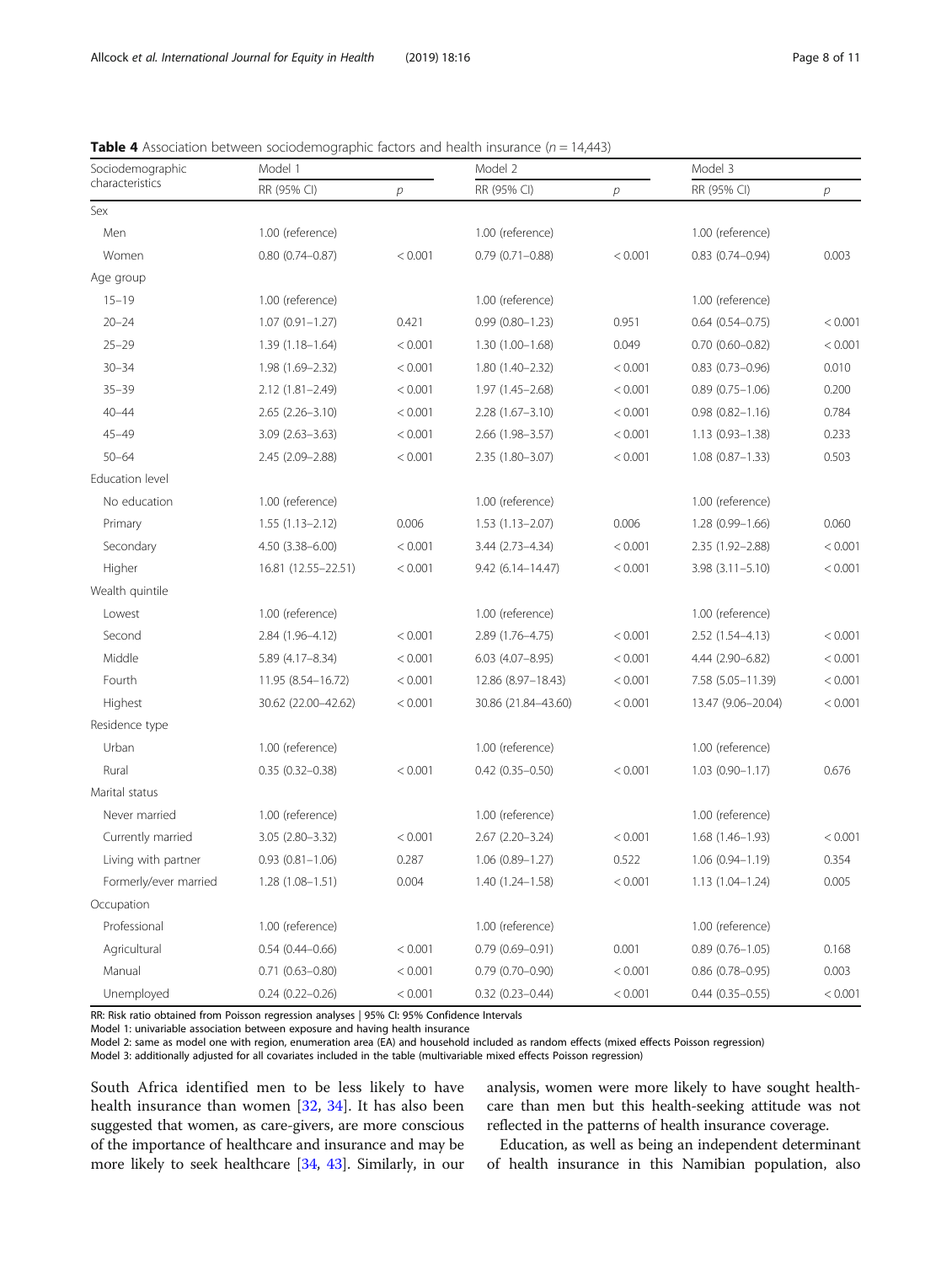**Table 4** Association between sociodemographic factors and health insurance ($n$ = 14,443)

| Sociodemographic characteristics | Model 1 | | Model 2 | | Model 3 | |
|---|---|---|---|---|---|---|
| | RR (95% CI) | $p$ | RR (95% CI) | $p$ | RR (95% CI) | $p$ |
| Sex | | | | | | |
| Men | 1.00 (reference) | | 1.00 (reference) | | 1.00 (reference) | |
| Women | 0.80 (0.74–0.87) | < 0.001 | 0.79 (0.71–0.88) | < 0.001 | 0.83 (0.74–0.94) | 0.003 |
| Age group | | | | | | |
| 15–19 | 1.00 (reference) | | 1.00 (reference) | | 1.00 (reference) | |
| 20–24 | 1.07 (0.91–1.27) | 0.421 | 0.99 (0.80–1.23) | 0.951 | 0.64 (0.54–0.75) | < 0.001 |
| 25–29 | 1.39 (1.18–1.64) | < 0.001 | 1.30 (1.00–1.68) | 0.049 | 0.70 (0.60–0.82) | < 0.001 |
| 30–34 | 1.98 (1.69–2.32) | < 0.001 | 1.80 (1.40–2.32) | < 0.001 | 0.83 (0.73–0.96) | 0.010 |
| 35–39 | 2.12 (1.81–2.49) | < 0.001 | 1.97 (1.45–2.68) | < 0.001 | 0.89 (0.75–1.06) | 0.200 |
| 40–44 | 2.65 (2.26–3.10) | < 0.001 | 2.28 (1.67–3.10) | < 0.001 | 0.98 (0.82–1.16) | 0.784 |
| 45–49 | 3.09 (2.63–3.63) | < 0.001 | 2.66 (1.98–3.57) | < 0.001 | 1.13 (0.93–1.38) | 0.233 |
| 50–64 | 2.45 (2.09–2.88) | < 0.001 | 2.35 (1.80–3.07) | < 0.001 | 1.08 (0.87–1.33) | 0.503 |
| Education level | | | | | | |
| No education | 1.00 (reference) | | 1.00 (reference) | | 1.00 (reference) | |
| Primary | 1.55 (1.13–2.12) | 0.006 | 1.53 (1.13–2.07) | 0.006 | 1.28 (0.99–1.66) | 0.060 |
| Secondary | 4.50 (3.38–6.00) | < 0.001 | 3.44 (2.73–4.34) | < 0.001 | 2.35 (1.92–2.88) | < 0.001 |
| Higher | 16.81 (12.55–22.51) | < 0.001 | 9.42 (6.14–14.47) | < 0.001 | 3.98 (3.11–5.10) | < 0.001 |
| Wealth quintile | | | | | | |
| Lowest | 1.00 (reference) | | 1.00 (reference) | | 1.00 (reference) | |
| Second | 2.84 (1.96–4.12) | < 0.001 | 2.89 (1.76–4.75) | < 0.001 | 2.52 (1.54–4.13) | < 0.001 |
| Middle | 5.89 (4.17–8.34) | < 0.001 | 6.03 (4.07–8.95) | < 0.001 | 4.44 (2.90–6.82) | < 0.001 |
| Fourth | 11.95 (8.54–16.72) | < 0.001 | 12.86 (8.97–18.43) | < 0.001 | 7.58 (5.05–11.39) | < 0.001 |
| Highest | 30.62 (22.00–42.62) | < 0.001 | 30.86 (21.84–43.60) | < 0.001 | 13.47 (9.06–20.04) | < 0.001 |
| Residence type | | | | | | |
| Urban | 1.00 (reference) | | 1.00 (reference) | | 1.00 (reference) | |
| Rural | 0.35 (0.32–0.38) | < 0.001 | 0.42 (0.35–0.50) | < 0.001 | 1.03 (0.90–1.17) | 0.676 |
| Marital status | | | | | | |
| Never married | 1.00 (reference) | | 1.00 (reference) | | 1.00 (reference) | |
| Currently married | 3.05 (2.80–3.32) | < 0.001 | 2.67 (2.20–3.24) | < 0.001 | 1.68 (1.46–1.93) | < 0.001 |
| Living with partner | 0.93 (0.81–1.06) | 0.287 | 1.06 (0.89–1.27) | 0.522 | 1.06 (0.94–1.19) | 0.354 |
| Formerly/ever married | 1.28 (1.08–1.51) | 0.004 | 1.40 (1.24–1.58) | < 0.001 | 1.13 (1.04–1.24) | 0.005 |
| Occupation | | | | | | |
| Professional | 1.00 (reference) | | 1.00 (reference) | | 1.00 (reference) | |
| Agricultural | 0.54 (0.44–0.66) | < 0.001 | 0.79 (0.69–0.91) | 0.001 | 0.89 (0.76–1.05) | 0.168 |
| Manual | 0.71 (0.63–0.80) | < 0.001 | 0.79 (0.70–0.90) | < 0.001 | 0.86 (0.78–0.95) | 0.003 |
| Unemployed | 0.24 (0.22–0.26) | < 0.001 | 0.32 (0.23–0.44) | < 0.001 | 0.44 (0.35–0.55) | < 0.001 |

RR: Risk ratio obtained from Poisson regression analyses | 95% CI: 95% Confidence Intervals
Model 1: univariable association between exposure and having health insurance
Model 2: same as model one with region, enumeration area (EA) and household included as random effects (mixed effects Poisson regression)
Model 3: additionally adjusted for all covariates included in the table (multivariable mixed effects Poisson regression)

South Africa identified men to be less likely to have health insurance than women [32, 34]. It has also been suggested that women, as care-givers, are more conscious of the importance of healthcare and insurance and may be more likely to seek healthcare [34, 43]. Similarly, in our analysis, women were more likely to have sought healthcare than men but this health-seeking attitude was not reflected in the patterns of health insurance coverage.

Education, as well as being an independent determinant of health insurance in this Namibian population, also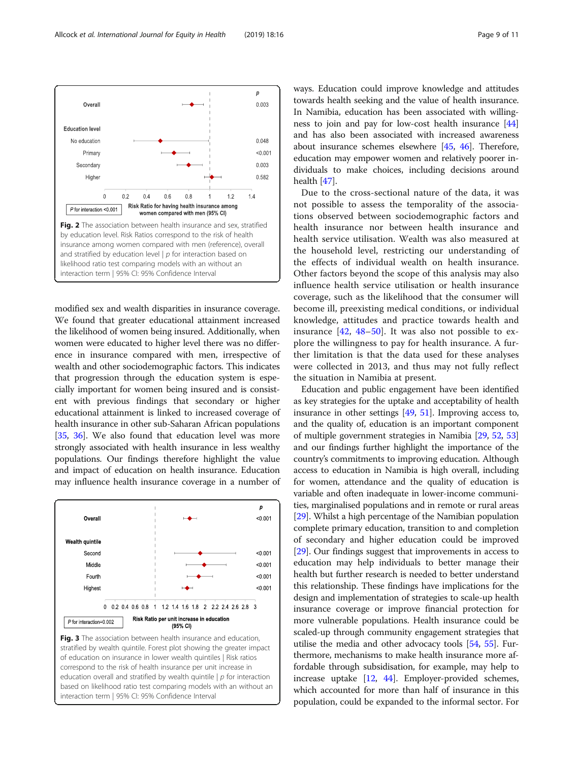Overall — p 0.003

Education level

No education — 0.048

Primary — <0.001

Secondary — 0.003

Higher — 0.582

P for interaction <0.001

Risk Ratio for having health insurance among women compared with men (95% CI)

**Fig. 2** The association between health insurance and sex, stratified by education level. Risk Ratios correspond to the risk of health insurance among women compared with men (reference), overall and stratified by education level | *p* for interaction based on likelihood ratio test comparing models with an without an interaction term | 95% CI: 95% Confidence Interval

modified sex and wealth disparities in insurance coverage. We found that greater educational attainment increased the likelihood of women being insured. Additionally, when women were educated to higher level there was no difference in insurance compared with men, irrespective of wealth and other sociodemographic factors. This indicates that progression through the education system is especially important for women being insured and is consistent with previous findings that secondary or higher educational attainment is linked to increased coverage of health insurance in other sub-Saharan African populations [35, 36]. We also found that education level was more strongly associated with health insurance in less wealthy populations. Our findings therefore highlight the value and impact of education on health insurance. Education may influence health insurance coverage in a number of ways. Education could improve knowledge and attitudes towards health seeking and the value of health insurance. In Namibia, education has been associated with willingness to join and pay for low-cost health insurance [44] and has also been associated with increased awareness about insurance schemes elsewhere [45, 46]. Therefore, education may empower women and relatively poorer individuals to make choices, including decisions around health [47].

Overall — p <0.001

Wealth quintile

Second — <0.001

Middle — <0.001

Fourth — <0.001

Highest — <0.001

P for interaction=0.002

Risk Ratio per unit increase in education (95% CI)

**Fig. 3** The association between health insurance and education, stratified by wealth quintile. Forest plot showing the greater impact of education on insurance in lower wealth quintiles | Risk ratios correspond to the risk of health insurance per unit increase in education overall and stratified by wealth quintile | *p* for interaction based on likelihood ratio test comparing models with an without an interaction term | 95% CI: 95% Confidence Interval

Due to the cross-sectional nature of the data, it was not possible to assess the temporality of the associations observed between sociodemographic factors and health insurance nor between health insurance and health service utilisation. Wealth was also measured at the household level, restricting our understanding of the effects of individual wealth on health insurance. Other factors beyond the scope of this analysis may also influence health service utilisation or health insurance coverage, such as the likelihood that the consumer will become ill, preexisting medical conditions, or individual knowledge, attitudes and practice towards health and insurance [42, 48–50]. It was also not possible to explore the willingness to pay for health insurance. A further limitation is that the data used for these analyses were collected in 2013, and thus may not fully reflect the situation in Namibia at present.

Education and public engagement have been identified as key strategies for the uptake and acceptability of health insurance in other settings [49, 51]. Improving access to, and the quality of, education is an important component of multiple government strategies in Namibia [29, 52, 53] and our findings further highlight the importance of the country's commitments to improving education. Although access to education in Namibia is high overall, including for women, attendance and the quality of education is variable and often inadequate in lower-income communities, marginalised populations and in remote or rural areas [29]. Whilst a high percentage of the Namibian population complete primary education, transition to and completion of secondary and higher education could be improved [29]. Our findings suggest that improvements in access to education may help individuals to better manage their health but further research is needed to better understand this relationship. These findings have implications for the design and implementation of strategies to scale-up health insurance coverage or improve financial protection for more vulnerable populations. Health insurance could be scaled-up through community engagement strategies that utilise the media and other advocacy tools [54, 55]. Furthermore, mechanisms to make health insurance more affordable through subsidisation, for example, may help to increase uptake [12, 44]. Employer-provided schemes, which accounted for more than half of insurance in this population, could be expanded to the informal sector. For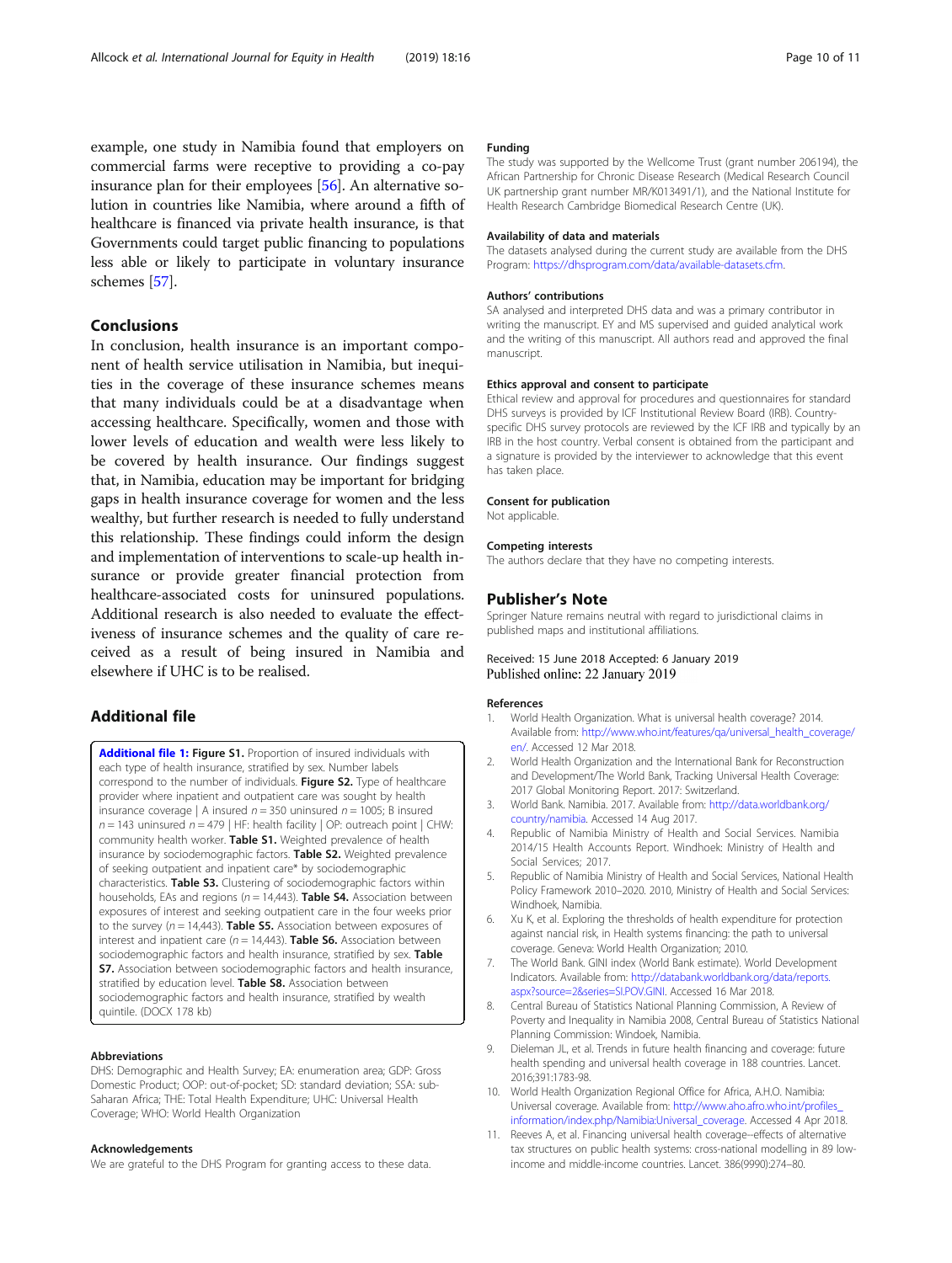example, one study in Namibia found that employers on commercial farms were receptive to providing a co-pay insurance plan for their employees [56]. An alternative solution in countries like Namibia, where around a fifth of healthcare is financed via private health insurance, is that Governments could target public financing to populations less able or likely to participate in voluntary insurance schemes [57].

## Conclusions

In conclusion, health insurance is an important component of health service utilisation in Namibia, but inequities in the coverage of these insurance schemes means that many individuals could be at a disadvantage when accessing healthcare. Specifically, women and those with lower levels of education and wealth were less likely to be covered by health insurance. Our findings suggest that, in Namibia, education may be important for bridging gaps in health insurance coverage for women and the less wealthy, but further research is needed to fully understand this relationship. These findings could inform the design and implementation of interventions to scale-up health insurance or provide greater financial protection from healthcare-associated costs for uninsured populations. Additional research is also needed to evaluate the effectiveness of insurance schemes and the quality of care received as a result of being insured in Namibia and elsewhere if UHC is to be realised.

## Additional file

**Additional file 1: Figure S1.** Proportion of insured individuals with each type of health insurance, stratified by sex. Number labels correspond to the number of individuals. **Figure S2.** Type of healthcare provider where inpatient and outpatient care was sought by health insurance coverage | A insured $n = 350$ uninsured $n = 1005$; B insured $n = 143$ uninsured $n = 479$ | HF: health facility | OP: outreach point | CHW: community health worker. **Table S1.** Weighted prevalence of health insurance by sociodemographic factors. **Table S2.** Weighted prevalence of seeking outpatient and inpatient care* by sociodemographic characteristics. **Table S3.** Clustering of sociodemographic factors within households, EAs and regions ($n = 14,443$). **Table S4.** Association between exposures of interest and seeking outpatient care in the four weeks prior to the survey ($n = 14,443$). **Table S5.** Association between exposures of interest and inpatient care ($n = 14,443$). **Table S6.** Association between sociodemographic factors and health insurance, stratified by sex. **Table S7.** Association between sociodemographic factors and health insurance, stratified by education level. **Table S8.** Association between sociodemographic factors and health insurance, stratified by wealth quintile. (DOCX 178 kb)

#### Abbreviations

DHS: Demographic and Health Survey; EA: enumeration area; GDP: Gross Domestic Product; OOP: out-of-pocket; SD: standard deviation; SSA: sub-Saharan Africa; THE: Total Health Expenditure; UHC: Universal Health Coverage; WHO: World Health Organization

#### Acknowledgements

We are grateful to the DHS Program for granting access to these data.

#### Funding

The study was supported by the Wellcome Trust (grant number 206194), the African Partnership for Chronic Disease Research (Medical Research Council UK partnership grant number MR/K013491/1), and the National Institute for Health Research Cambridge Biomedical Research Centre (UK).

#### Availability of data and materials

The datasets analysed during the current study are available from the DHS Program: https://dhsprogram.com/data/available-datasets.cfm.

#### Authors' contributions

SA analysed and interpreted DHS data and was a primary contributor in writing the manuscript. EY and MS supervised and guided analytical work and the writing of this manuscript. All authors read and approved the final manuscript.

#### Ethics approval and consent to participate

Ethical review and approval for procedures and questionnaires for standard DHS surveys is provided by ICF Institutional Review Board (IRB). Country-specific DHS survey protocols are reviewed by the ICF IRB and typically by an IRB in the host country. Verbal consent is obtained from the participant and a signature is provided by the interviewer to acknowledge that this event has taken place.

#### Consent for publication

Not applicable.

#### Competing interests

The authors declare that they have no competing interests.

## Publisher's Note

Springer Nature remains neutral with regard to jurisdictional claims in published maps and institutional affiliations.

Received: 15 June 2018 Accepted: 6 January 2019
Published online: 22 January 2019

#### References

1. World Health Organization. What is universal health coverage? 2014. Available from: http://www.who.int/features/qa/universal_health_coverage/en/. Accessed 12 Mar 2018.
2. World Health Organization and the International Bank for Reconstruction and Development/The World Bank, Tracking Universal Health Coverage: 2017 Global Monitoring Report. 2017: Switzerland.
3. World Bank. Namibia. 2017. Available from: http://data.worldbank.org/country/namibia. Accessed 14 Aug 2017.
4. Republic of Namibia Ministry of Health and Social Services. Namibia 2014/15 Health Accounts Report. Windhoek: Ministry of Health and Social Services; 2017.
5. Republic of Namibia Ministry of Health and Social Services, National Health Policy Framework 2010–2020. 2010, Ministry of Health and Social Services: Windhoek, Namibia.
6. Xu K, et al. Exploring the thresholds of health expenditure for protection against nancial risk, in Health systems financing: the path to universal coverage. Geneva: World Health Organization; 2010.
7. The World Bank. GINI index (World Bank estimate). World Development Indicators. Available from: http://databank.worldbank.org/data/reports.aspx?source=2&series=SI.POV.GINI. Accessed 16 Mar 2018.
8. Central Bureau of Statistics National Planning Commission, A Review of Poverty and Inequality in Namibia 2008, Central Bureau of Statistics National Planning Commission: Windoek, Namibia.
9. Dieleman JL, et al. Trends in future health financing and coverage: future health spending and universal health coverage in 188 countries. Lancet. 2016;391:1783-98.
10. World Health Organization Regional Office for Africa, A.H.O. Namibia: Universal coverage. Available from: http://www.aho.afro.who.int/profiles_information/index.php/Namibia:Universal_coverage. Accessed 4 Apr 2018.
11. Reeves A, et al. Financing universal health coverage--effects of alternative tax structures on public health systems: cross-national modelling in 89 low-income and middle-income countries. Lancet. 386(9990):274–80.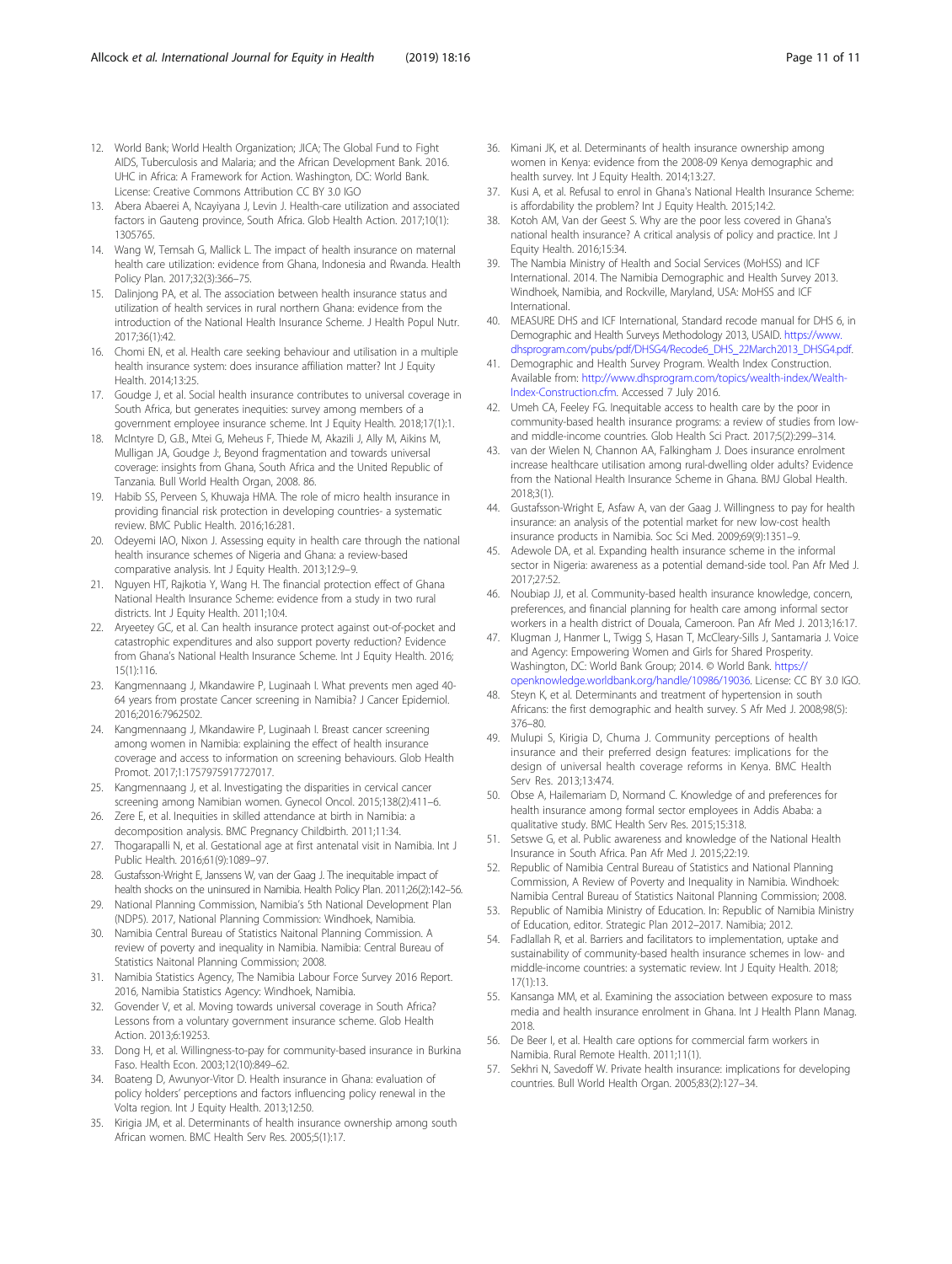12. World Bank; World Health Organization; JICA; The Global Fund to Fight AIDS, Tuberculosis and Malaria; and the African Development Bank. 2016. UHC in Africa: A Framework for Action. Washington, DC: World Bank. License: Creative Commons Attribution CC BY 3.0 IGO
13. Abera Abaerei A, Ncayiyana J, Levin J. Health-care utilization and associated factors in Gauteng province, South Africa. Glob Health Action. 2017;10(1):1305765.
14. Wang W, Temsah G, Mallick L. The impact of health insurance on maternal health care utilization: evidence from Ghana, Indonesia and Rwanda. Health Policy Plan. 2017;32(3):366–75.
15. Dalinjong PA, et al. The association between health insurance status and utilization of health services in rural northern Ghana: evidence from the introduction of the National Health Insurance Scheme. J Health Popul Nutr. 2017;36(1):42.
16. Chomi EN, et al. Health care seeking behaviour and utilisation in a multiple health insurance system: does insurance affiliation matter? Int J Equity Health. 2014;13:25.
17. Goudge J, et al. Social health insurance contributes to universal coverage in South Africa, but generates inequities: survey among members of a government employee insurance scheme. Int J Equity Health. 2018;17(1):1.
18. McIntyre D, G.B., Mtei G, Meheus F, Thiede M, Akazili J, Ally M, Aikins M, Mulligan JA, Goudge J;. Beyond fragmentation and towards universal coverage: insights from Ghana, South Africa and the United Republic of Tanzania. Bull World Health Organ, 2008. 86.
19. Habib SS, Perveen S, Khuwaja HMA. The role of micro health insurance in providing financial risk protection in developing countries- a systematic review. BMC Public Health. 2016;16:281.
20. Odeyemi IAO, Nixon J. Assessing equity in health care through the national health insurance schemes of Nigeria and Ghana: a review-based comparative analysis. Int J Equity Health. 2013;12:9–9.
21. Nguyen HT, Rajkotia Y, Wang H. The financial protection effect of Ghana National Health Insurance Scheme: evidence from a study in two rural districts. Int J Equity Health. 2011;10:4.
22. Aryeetey GC, et al. Can health insurance protect against out-of-pocket and catastrophic expenditures and also support poverty reduction? Evidence from Ghana's National Health Insurance Scheme. Int J Equity Health. 2016; 15(1):116.
23. Kangmennaang J, Mkandawire P, Luginaah I. What prevents men aged 40-64 years from prostate Cancer screening in Namibia? J Cancer Epidemiol. 2016;2016:7962502.
24. Kangmennaang J, Mkandawire P, Luginaah I. Breast cancer screening among women in Namibia: explaining the effect of health insurance coverage and access to information on screening behaviours. Glob Health Promot. 2017;1:1757975917727017.
25. Kangmennaang J, et al. Investigating the disparities in cervical cancer screening among Namibian women. Gynecol Oncol. 2015;138(2):411–6.
26. Zere E, et al. Inequities in skilled attendance at birth in Namibia: a decomposition analysis. BMC Pregnancy Childbirth. 2011;11:34.
27. Thogarapalli N, et al. Gestational age at first antenatal visit in Namibia. Int J Public Health. 2016;61(9):1089–97.
28. Gustafsson-Wright E, Janssens W, van der Gaag J. The inequitable impact of health shocks on the uninsured in Namibia. Health Policy Plan. 2011;26(2):142–56.
29. National Planning Commission, Namibia's 5th National Development Plan (NDP5). 2017, National Planning Commission: Windhoek, Namibia.
30. Namibia Central Bureau of Statistics Naitonal Planning Commission. A review of poverty and inequality in Namibia. Namibia: Central Bureau of Statistics Naitonal Planning Commission; 2008.
31. Namibia Statistics Agency, The Namibia Labour Force Survey 2016 Report. 2016, Namibia Statistics Agency: Windhoek, Namibia.
32. Govender V, et al. Moving towards universal coverage in South Africa? Lessons from a voluntary government insurance scheme. Glob Health Action. 2013;6:19253.
33. Dong H, et al. Willingness-to-pay for community-based insurance in Burkina Faso. Health Econ. 2003;12(10):849–62.
34. Boateng D, Awunyor-Vitor D. Health insurance in Ghana: evaluation of policy holders' perceptions and factors influencing policy renewal in the Volta region. Int J Equity Health. 2013;12:50.
35. Kirigia JM, et al. Determinants of health insurance ownership among south African women. BMC Health Serv Res. 2005;5(1):17.
36. Kimani JK, et al. Determinants of health insurance ownership among women in Kenya: evidence from the 2008-09 Kenya demographic and health survey. Int J Equity Health. 2014;13:27.
37. Kusi A, et al. Refusal to enrol in Ghana's National Health Insurance Scheme: is affordability the problem? Int J Equity Health. 2015;14:2.
38. Kotoh AM, Van der Geest S. Why are the poor less covered in Ghana's national health insurance? A critical analysis of policy and practice. Int J Equity Health. 2016;15:34.
39. The Nambia Ministry of Health and Social Services (MoHSS) and ICF International. 2014. The Namibia Demographic and Health Survey 2013. Windhoek, Namibia, and Rockville, Maryland, USA: MoHSS and ICF International.
40. MEASURE DHS and ICF International, Standard recode manual for DHS 6, in Demographic and Health Surveys Methodology 2013, USAID. https://www.dhsprogram.com/pubs/pdf/DHSG4/Recode6_DHS_22March2013_DHSG4.pdf.
41. Demographic and Health Survey Program. Wealth Index Construction. Available from: http://www.dhsprogram.com/topics/wealth-index/Wealth-Index-Construction.cfm. Accessed 7 July 2016.
42. Umeh CA, Feeley FG. Inequitable access to health care by the poor in community-based health insurance programs: a review of studies from low- and middle-income countries. Glob Health Sci Pract. 2017;5(2):299–314.
43. van der Wielen N, Channon AA, Falkingham J. Does insurance enrolment increase healthcare utilisation among rural-dwelling older adults? Evidence from the National Health Insurance Scheme in Ghana. BMJ Global Health. 2018;3(1).
44. Gustafsson-Wright E, Asfaw A, van der Gaag J. Willingness to pay for health insurance: an analysis of the potential market for new low-cost health insurance products in Namibia. Soc Sci Med. 2009;69(9):1351–9.
45. Adewole DA, et al. Expanding health insurance scheme in the informal sector in Nigeria: awareness as a potential demand-side tool. Pan Afr Med J. 2017;27:52.
46. Noubiap JJ, et al. Community-based health insurance knowledge, concern, preferences, and financial planning for health care among informal sector workers in a health district of Douala, Cameroon. Pan Afr Med J. 2013;16:17.
47. Klugman J, Hanmer L, Twigg S, Hasan T, McCleary-Sills J, Santamaria J. Voice and Agency: Empowering Women and Girls for Shared Prosperity. Washington, DC: World Bank Group; 2014. © World Bank. https://openknowledge.worldbank.org/handle/10986/19036. License: CC BY 3.0 IGO.
48. Steyn K, et al. Determinants and treatment of hypertension in south Africans: the first demographic and health survey. S Afr Med J. 2008;98(5):376–80.
49. Mulupi S, Kirigia D, Chuma J. Community perceptions of health insurance and their preferred design features: implications for the design of universal health coverage reforms in Kenya. BMC Health Serv Res. 2013;13:474.
50. Obse A, Hailemariam D, Normand C. Knowledge of and preferences for health insurance among formal sector employees in Addis Ababa: a qualitative study. BMC Health Serv Res. 2015;15:318.
51. Setswe G, et al. Public awareness and knowledge of the National Health Insurance in South Africa. Pan Afr Med J. 2015;22:19.
52. Republic of Namibia Central Bureau of Statistics and National Planning Commission, A Review of Poverty and Inequality in Namibia. Windhoek: Namibia Central Bureau of Statistics Naitonal Planning Commission; 2008.
53. Republic of Namibia Ministry of Education. In: Republic of Namibia Ministry of Education, editor. Strategic Plan 2012–2017. Namibia; 2012.
54. Fadlallah R, et al. Barriers and facilitators to implementation, uptake and sustainability of community-based health insurance schemes in low- and middle-income countries: a systematic review. Int J Equity Health. 2018; 17(1):13.
55. Kansanga MM, et al. Examining the association between exposure to mass media and health insurance enrolment in Ghana. Int J Health Plann Manag. 2018.
56. De Beer I, et al. Health care options for commercial farm workers in Namibia. Rural Remote Health. 2011;11(1).
57. Sekhri N, Savedoff W. Private health insurance: implications for developing countries. Bull World Health Organ. 2005;83(2):127–34.